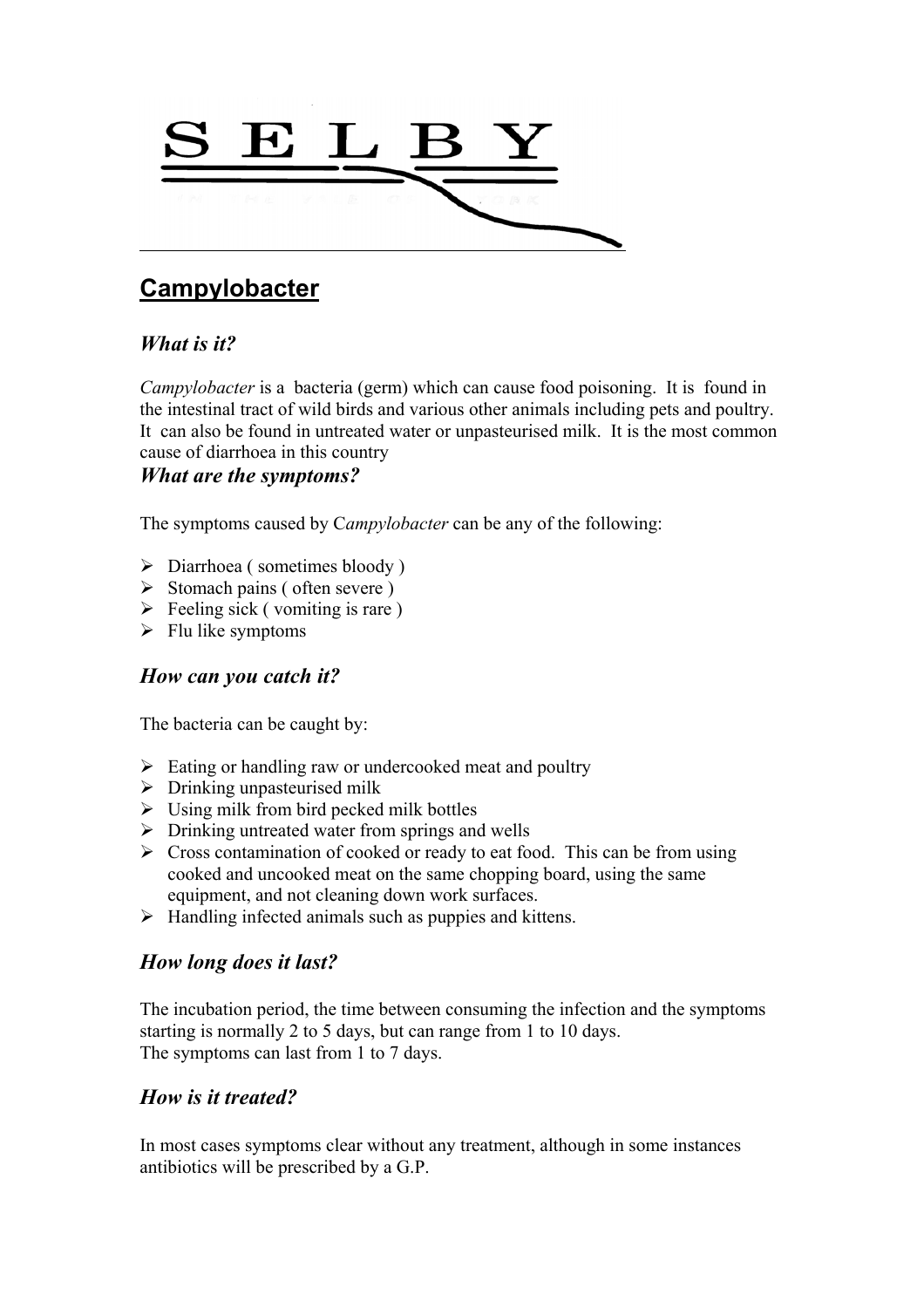SELBY

# Campylobacter

## *What is it?*

*Campylobacter* is a bacteria (germ) which can cause food poisoning. It is found in the intestinal tract of wild birds and various other animals including pets and poultry. It can also be found in untreated water or unpasteurised milk. It is the most common cause of diarrhoea in this country

## *What are the symptoms?*

The symptoms caused by C*ampylobacter* can be any of the following:

- Diarrhoea ( sometimes bloody )
- Stomach pains ( often severe )
- Feeling sick ( vomiting is rare )
- Flu like symptoms

## *How can you catch it?*

The bacteria can be caught by:

- Eating or handling raw or undercooked meat and poultry
- Drinking unpasteurised milk
- Using milk from bird pecked milk bottles
- Drinking untreated water from springs and wells
- Cross contamination of cooked or ready to eat food. This can be from using cooked and uncooked meat on the same chopping board, using the same equipment, and not cleaning down work surfaces.
- Handling infected animals such as puppies and kittens.

## *How long does it last?*

The incubation period, the time between consuming the infection and the symptoms starting is normally 2 to 5 days, but can range from 1 to 10 days.
The symptoms can last from 1 to 7 days.

## *How is it treated?*

In most cases symptoms clear without any treatment, although in some instances antibiotics will be prescribed by a G.P.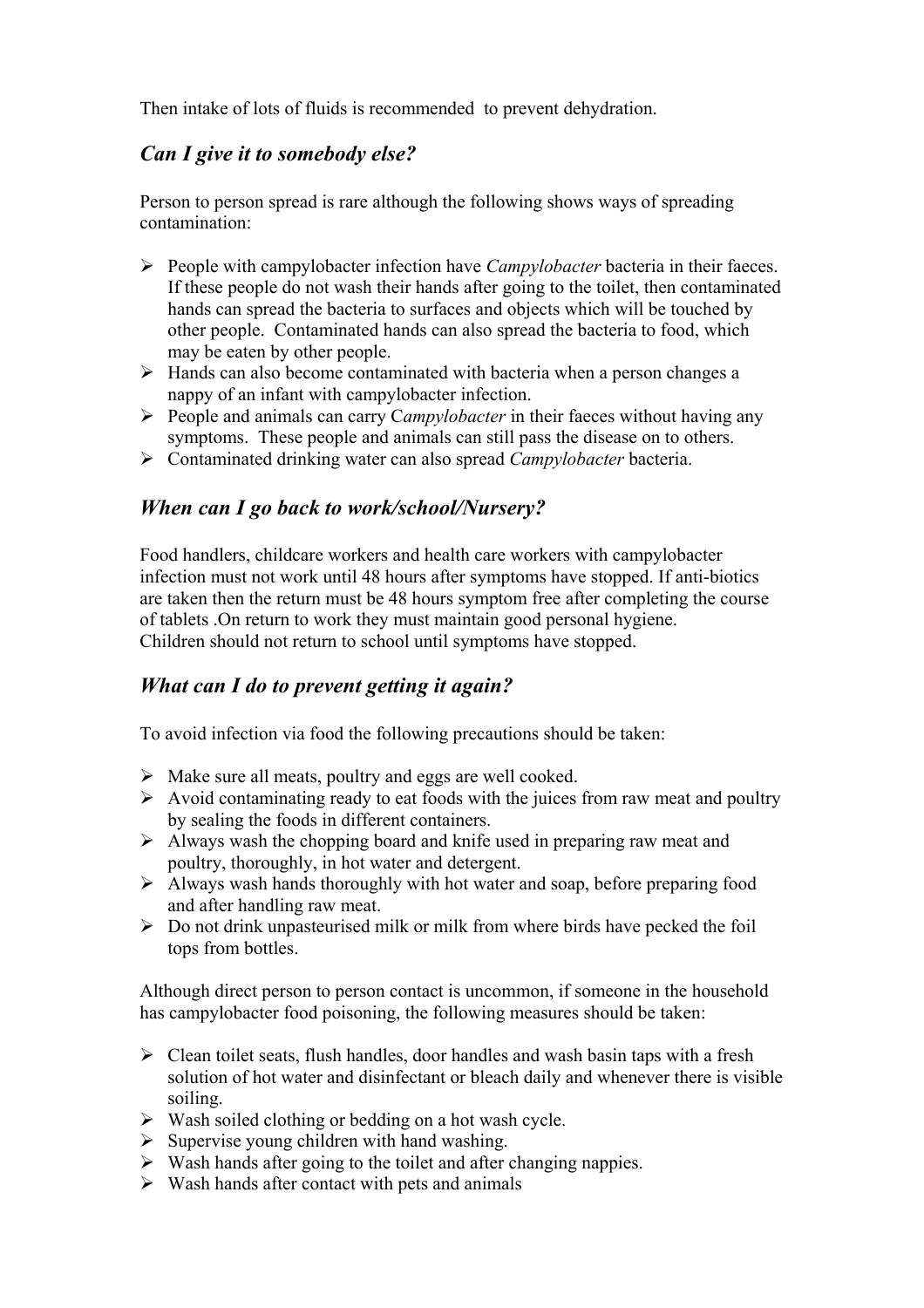Then intake of lots of fluids is recommended  to prevent dehydration.

## *Can I give it to somebody else?*

Person to person spread is rare although the following shows ways of spreading contamination:

- People with campylobacter infection have *Campylobacter* bacteria in their faeces. If these people do not wash their hands after going to the toilet, then contaminated hands can spread the bacteria to surfaces and objects which will be touched by other people.  Contaminated hands can also spread the bacteria to food, which may be eaten by other people.
- Hands can also become contaminated with bacteria when a person changes a nappy of an infant with campylobacter infection.
- People and animals can carry C*ampylobacter* in their faeces without having any symptoms.  These people and animals can still pass the disease on to others.
- Contaminated drinking water can also spread *Campylobacter* bacteria.

## *When can I go back to work/school/Nursery?*

Food handlers, childcare workers and health care workers with campylobacter infection must not work until 48 hours after symptoms have stopped. If anti-biotics are taken then the return must be 48 hours symptom free after completing the course of tablets .On return to work they must maintain good personal hygiene.
Children should not return to school until symptoms have stopped.

## *What can I do to prevent getting it again?*

To avoid infection via food the following precautions should be taken:

- Make sure all meats, poultry and eggs are well cooked.
- Avoid contaminating ready to eat foods with the juices from raw meat and poultry by sealing the foods in different containers.
- Always wash the chopping board and knife used in preparing raw meat and poultry, thoroughly, in hot water and detergent.
- Always wash hands thoroughly with hot water and soap, before preparing food and after handling raw meat.
- Do not drink unpasteurised milk or milk from where birds have pecked the foil tops from bottles.

Although direct person to person contact is uncommon, if someone in the household has campylobacter food poisoning, the following measures should be taken:

- Clean toilet seats, flush handles, door handles and wash basin taps with a fresh solution of hot water and disinfectant or bleach daily and whenever there is visible soiling.
- Wash soiled clothing or bedding on a hot wash cycle.
- Supervise young children with hand washing.
- Wash hands after going to the toilet and after changing nappies.
- Wash hands after contact with pets and animals